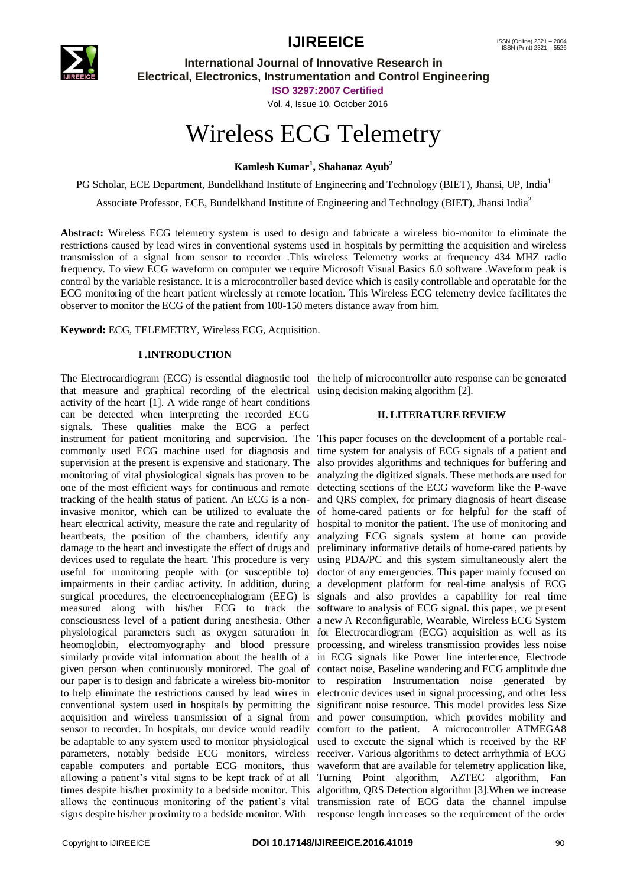# Wireless ECG Telemetry

**Kamlesh Kumar[1], Shahanaz Ayub[2]**

PG Scholar, ECE Department, Bundelkhand Institute of Engineering and Technology (BIET), Jhansi, UP, India[1]

Associate Professor, ECE, Bundelkhand Institute of Engineering and Technology (BIET), Jhansi India[2]

**Abstract:** Wireless ECG telemetry system is used to design and fabricate a wireless bio-monitor to eliminate the restrictions caused by lead wires in conventional systems used in hospitals by permitting the acquisition and wireless transmission of a signal from sensor to recorder .This wireless Telemetry works at frequency 434 MHZ radio frequency. To view ECG waveform on computer we require Microsoft Visual Basics 6.0 software .Waveform peak is control by the variable resistance. It is a microcontroller based device which is easily controllable and operatable for the ECG monitoring of the heart patient wirelessly at remote location. This Wireless ECG telemetry device facilitates the observer to monitor the ECG of the patient from 100-150 meters distance away from him.

**Keyword:** ECG, TELEMETRY, Wireless ECG, Acquisition.

## I .INTRODUCTION

The Electrocardiogram (ECG) is essential diagnostic tool that measure and graphical recording of the electrical activity of the heart [1]. A wide range of heart conditions can be detected when interpreting the recorded ECG signals. These qualities make the ECG a perfect instrument for patient monitoring and supervision. The commonly used ECG machine used for diagnosis and supervision at the present is expensive and stationary. The monitoring of vital physiological signals has proven to be one of the most efficient ways for continuous and remote tracking of the health status of patient. An ECG is a non-invasive monitor, which can be utilized to evaluate the heart electrical activity, measure the rate and regularity of heartbeats, the position of the chambers, identify any damage to the heart and investigate the effect of drugs and devices used to regulate the heart. This procedure is very useful for monitoring people with (or susceptible to) impairments in their cardiac activity. In addition, during surgical procedures, the electroencephalogram (EEG) is measured along with his/her ECG to track the consciousness level of a patient during anesthesia. Other physiological parameters such as oxygen saturation in heomoglobin, electromyography and blood pressure similarly provide vital information about the health of a given person when continuously monitored. The goal of our paper is to design and fabricate a wireless bio-monitor to help eliminate the restrictions caused by lead wires in conventional system used in hospitals by permitting the acquisition and wireless transmission of a signal from sensor to recorder. In hospitals, our device would readily be adaptable to any system used to monitor physiological parameters, notably bedside ECG monitors, wireless capable computers and portable ECG monitors, thus allowing a patient's vital signs to be kept track of at all times despite his/her proximity to a bedside monitor. This allows the continuous monitoring of the patient's vital signs despite his/her proximity to a bedside monitor. With the help of microcontroller auto response can be generated using decision making algorithm [2].

## II. LITERATURE REVIEW

This paper focuses on the development of a portable real-time system for analysis of ECG signals of a patient and also provides algorithms and techniques for buffering and analyzing the digitized signals. These methods are used for detecting sections of the ECG waveform like the P-wave and QRS complex, for primary diagnosis of heart disease of home-cared patients or for helpful for the staff of hospital to monitor the patient. The use of monitoring and analyzing ECG signals system at home can provide preliminary informative details of home-cared patients by using PDA/PC and this system simultaneously alert the doctor of any emergencies. This paper mainly focused on a development platform for real-time analysis of ECG signals and also provides a capability for real time software to analysis of ECG signal. this paper, we present a new A Reconfigurable, Wearable, Wireless ECG System for Electrocardiogram (ECG) acquisition as well as its processing, and wireless transmission provides less noise in ECG signals like Power line interference, Electrode contact noise, Baseline wandering and ECG amplitude due to respiration Instrumentation noise generated by electronic devices used in signal processing, and other less significant noise resource. This model provides less Size and power consumption, which provides mobility and comfort to the patient. A microcontroller ATMEGA8 used to execute the signal which is received by the RF receiver. Various algorithms to detect arrhythmia of ECG waveform that are available for telemetry application like, Turning Point algorithm, AZTEC algorithm, Fan algorithm, QRS Detection algorithm [3].When we increase transmission rate of ECG data the channel impulse response length increases so the requirement of the order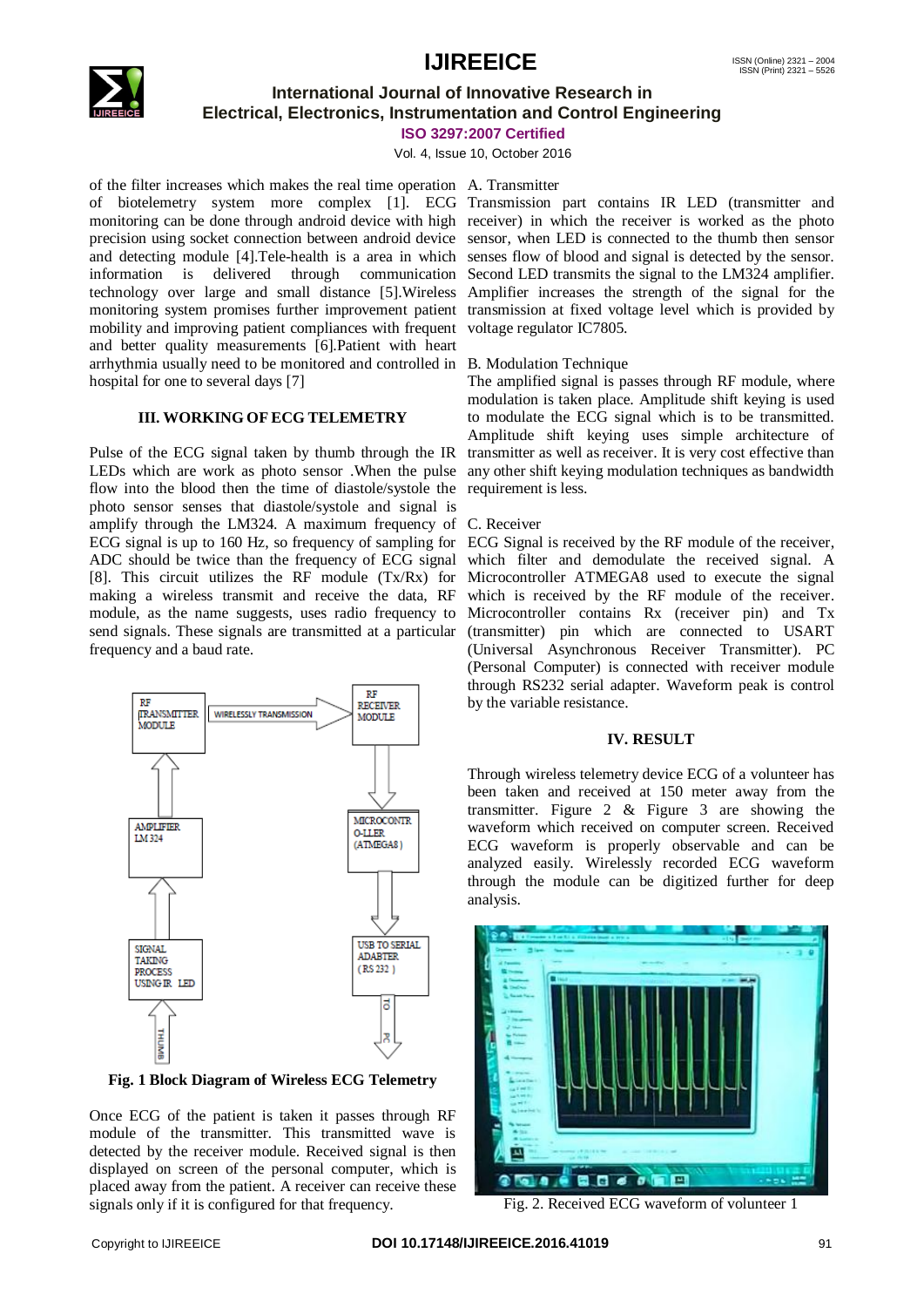of the filter increases which makes the real time operation of biotelemetry system more complex [1]. ECG monitoring can be done through android device with high precision using socket connection between android device and detecting module [4].Tele-health is a area in which information is delivered through communication technology over large and small distance [5].Wireless monitoring system promises further improvement patient mobility and improving patient compliances with frequent and better quality measurements [6].Patient with heart arrhythmia usually need to be monitored and controlled in hospital for one to several days [7]

## III. WORKING OF ECG TELEMETRY

Pulse of the ECG signal taken by thumb through the IR LEDs which are work as photo sensor .When the pulse flow into the blood then the time of diastole/systole the photo sensor senses that diastole/systole and signal is amplify through the LM324. A maximum frequency of ECG signal is up to 160 Hz, so frequency of sampling for ADC should be twice than the frequency of ECG signal [8]. This circuit utilizes the RF module (Tx/Rx) for making a wireless transmit and receive the data, RF module, as the name suggests, uses radio frequency to send signals. These signals are transmitted at a particular frequency and a baud rate.

**Fig. 1 Block Diagram of Wireless ECG Telemetry**

Once ECG of the patient is taken it passes through RF module of the transmitter. This transmitted wave is detected by the receiver module. Received signal is then displayed on screen of the personal computer, which is placed away from the patient. A receiver can receive these signals only if it is configured for that frequency.

### A. Transmitter

Transmission part contains IR LED (transmitter and receiver) in which the receiver is worked as the photo sensor, when LED is connected to the thumb then sensor senses flow of blood and signal is detected by the sensor. Second LED transmits the signal to the LM324 amplifier. Amplifier increases the strength of the signal for the transmission at fixed voltage level which is provided by voltage regulator IC7805.

### B. Modulation Technique

The amplified signal is passes through RF module, where modulation is taken place. Amplitude shift keying is used to modulate the ECG signal which is to be transmitted. Amplitude shift keying uses simple architecture of transmitter as well as receiver. It is very cost effective than any other shift keying modulation techniques as bandwidth requirement is less.

### C. Receiver

ECG Signal is received by the RF module of the receiver, which filter and demodulate the received signal. A Microcontroller ATMEGA8 used to execute the signal which is received by the RF module of the receiver. Microcontroller contains Rx (receiver pin) and Tx (transmitter) pin which are connected to USART (Universal Asynchronous Receiver Transmitter). PC (Personal Computer) is connected with receiver module through RS232 serial adapter. Waveform peak is control by the variable resistance.

## IV. RESULT

Through wireless telemetry device ECG of a volunteer has been taken and received at 150 meter away from the transmitter. Figure 2 & Figure 3 are showing the waveform which received on computer screen. Received ECG waveform is properly observable and can be analyzed easily. Wirelessly recorded ECG waveform through the module can be digitized further for deep analysis.

Fig. 2. Received ECG waveform of volunteer 1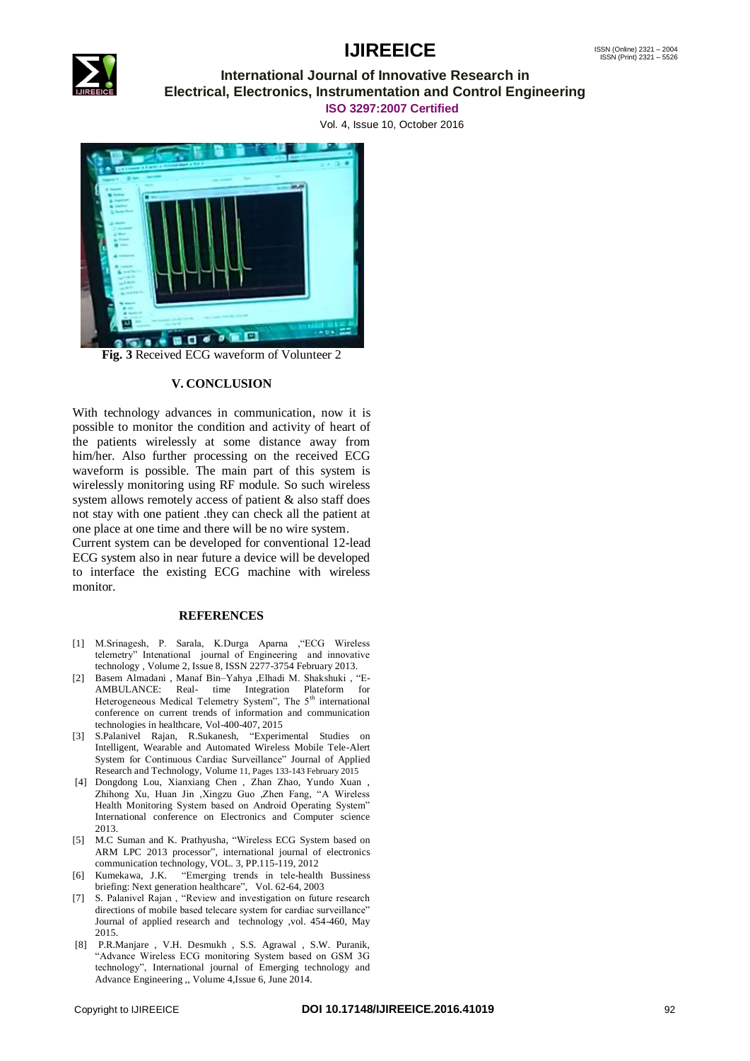**Fig. 3** Received ECG waveform of Volunteer 2

## V. CONCLUSION

With technology advances in communication, now it is possible to monitor the condition and activity of heart of the patients wirelessly at some distance away from him/her. Also further processing on the received ECG waveform is possible. The main part of this system is wirelessly monitoring using RF module. So such wireless system allows remotely access of patient & also staff does not stay with one patient .they can check all the patient at one place at one time and there will be no wire system.
Current system can be developed for conventional 12-lead ECG system also in near future a device will be developed to interface the existing ECG machine with wireless monitor.

## REFERENCES

[1] M.Srinagesh, P. Sarala, K.Durga Aparna ,"ECG Wireless telemetry" Intenational journal of Engineering and innovative technology , Volume 2, Issue 8, ISSN 2277-3754 February 2013.

[2] Basem Almadani , Manaf Bin–Yahya ,Elhadi M. Shakshuki , "E-AMBULANCE: Real- time Integration Plateform for Heterogeneous Medical Telemetry System", The 5th international conference on current trends of information and communication technologies in healthcare, Vol-400-407, 2015

[3] S.Palanivel Rajan, R.Sukanesh, "Experimental Studies on Intelligent, Wearable and Automated Wireless Mobile Tele-Alert System for Continuous Cardiac Surveillance" Journal of Applied Research and Technology, Volume 11, Pages 133-143 February 2015

[4] Dongdong Lou, Xianxiang Chen , Zhan Zhao, Yundo Xuan , Zhihong Xu, Huan Jin ,Xingzu Guo ,Zhen Fang, "A Wireless Health Monitoring System based on Android Operating System" International conference on Electronics and Computer science 2013.

[5] M.C Suman and K. Prathyusha, "Wireless ECG System based on ARM LPC 2013 processor", international journal of electronics communication technology, VOL. 3, PP.115-119, 2012

[6] Kumekawa, J.K. "Emerging trends in tele-health Bussiness briefing: Next generation healthcare", Vol. 62-64, 2003

[7] S. Palanivel Rajan , "Review and investigation on future research directions of mobile based telecare system for cardiac surveillance" Journal of applied research and technology ,vol. 454-460, May 2015.

[8] P.R.Manjare , V.H. Desmukh , S.S. Agrawal , S.W. Puranik, "Advance Wireless ECG monitoring System based on GSM 3G technology", International journal of Emerging technology and Advance Engineering ,, Volume 4,Issue 6, June 2014.